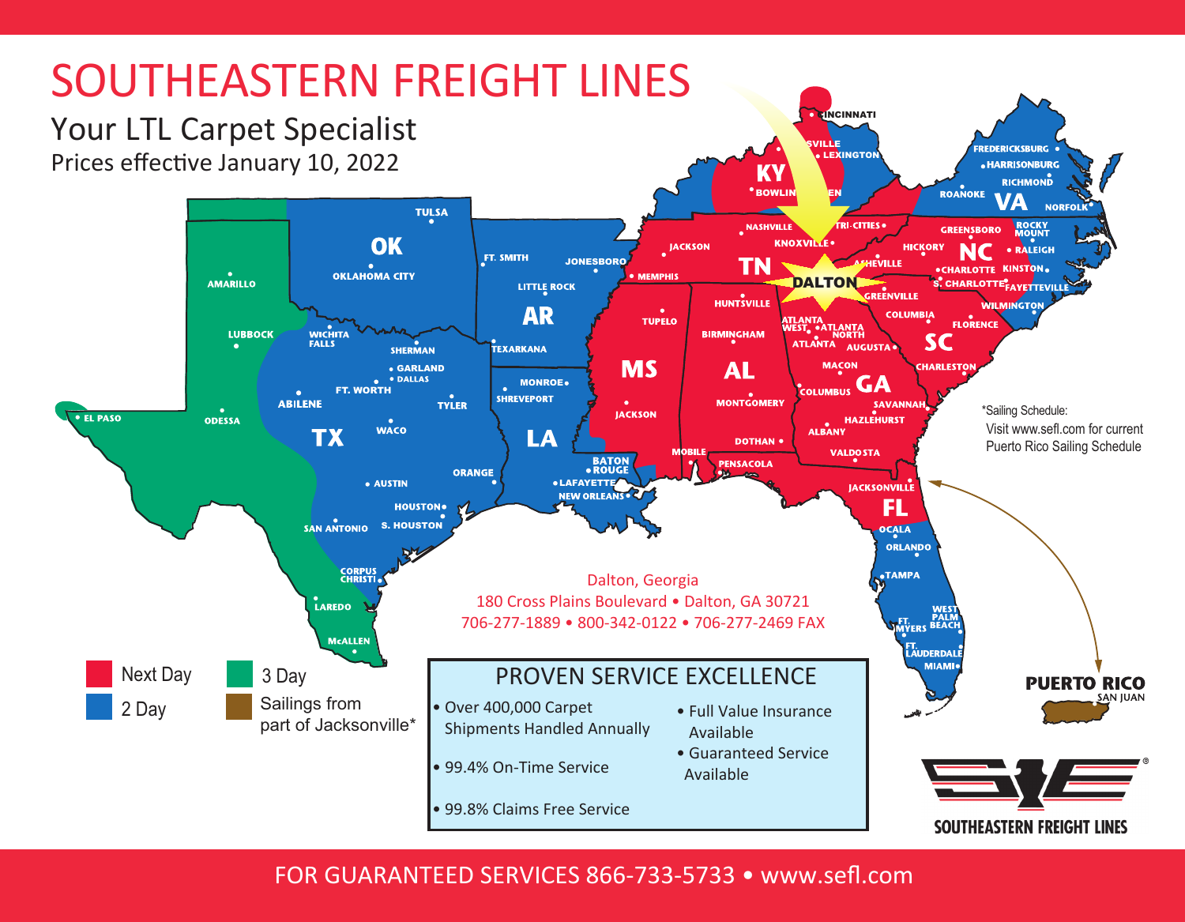# SOUTHEASTERN FREIGHT LINES

## Your LTL Carpet Specialist

Prices effective January 10, 2022

**Legend:**
- Next Day
- 2 Day
- 3 Day
- Sailings from part of Jacksonville*

*Sailing Schedule: Visit www.sefl.com for current Puerto Rico Sailing Schedule

Dalton, Georgia
180 Cross Plains Boulevard • Dalton, GA 30721
706-277-1889 • 800-342-0122 • 706-277-2469 FAX

## PROVEN SERVICE EXCELLENCE

- Over 400,000 Carpet Shipments Handled Annually
- 99.4% On-Time Service
- 99.8% Claims Free Service
- Full Value Insurance Available
- Guaranteed Service Available

SOUTHEASTERN FREIGHT LINES

FOR GUARANTEED SERVICES 866-733-5733 • www.sefl.com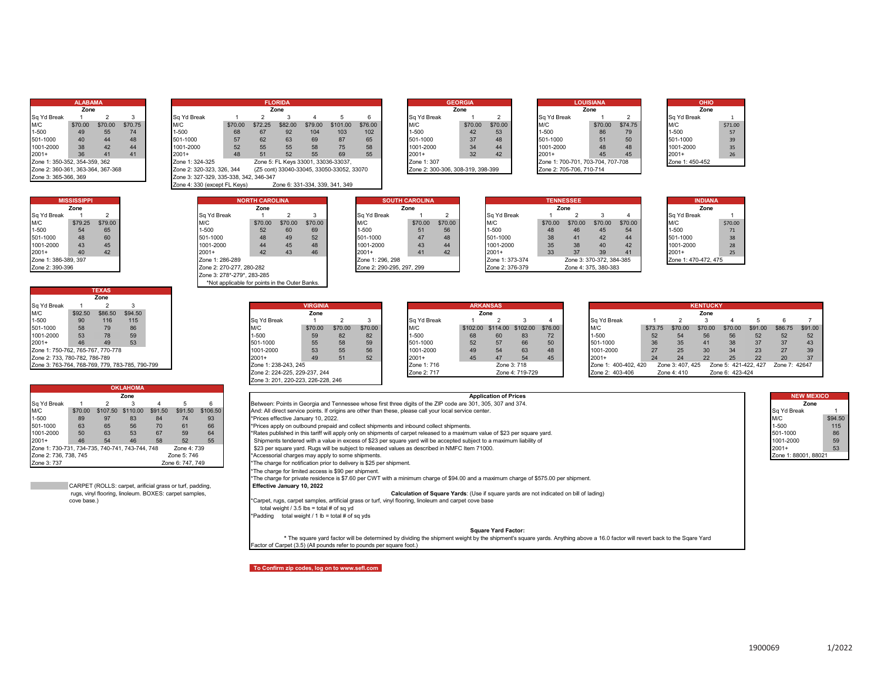## ALABAMA

| Sq Yd Break | Zone 1 | Zone 2 | Zone 3 |
|---|---|---|---|
| M/C | $70.00 | $70.00 | $70.75 |
| 1-500 | 49 | 55 | 74 |
| 501-1000 | 40 | 44 | 48 |
| 1001-2000 | 38 | 42 | 44 |
| 2001+ | 36 | 41 | 41 |

Zone 1: 350-352, 354-359, 362
Zone 2: 360-361, 363-364, 367-368
Zone 3: 365-366, 369

## FLORIDA

| Sq Yd Break | Zone 1 | Zone 2 | Zone 3 | Zone 4 | Zone 5 | Zone 6 |
|---|---|---|---|---|---|---|
| M/C | $70.00 | $72.25 | $82.00 | $79.00 | $101.00 | $76.00 |
| 1-500 | 68 | 67 | 92 | 104 | 103 | 102 |
| 501-1000 | 57 | 62 | 63 | 69 | 87 | 65 |
| 1001-2000 | 52 | 55 | 55 | 58 | 75 | 58 |
| 2001+ | 48 | 51 | 52 | 55 | 69 | 55 |

Zone 1: 324-325
Zone 2: 320-323, 326, 344
Zone 3: 327-329, 335-338, 342, 346-347
Zone 4: 330 (except FL Keys)
Zone 5: FL Keys 33001, 33036-33037, (Z5 cont) 33040-33045, 33050-33052, 33070
Zone 6: 331-334, 339, 341, 349

## GEORGIA

| Sq Yd Break | Zone 1 | Zone 2 |
|---|---|---|
| M/C | $70.00 | $70.00 |
| 1-500 | 42 | 53 |
| 501-1000 | 37 | 48 |
| 1001-2000 | 34 | 44 |
| 2001+ | 32 | 42 |

Zone 1: 307
Zone 2: 300-306, 308-319, 398-399

## LOUISIANA

| Sq Yd Break | Zone 1 | Zone 2 |
|---|---|---|
| M/C | $70.00 | $74.75 |
| 1-500 | 86 | 79 |
| 501-1000 | 51 | 50 |
| 1001-2000 | 48 | 48 |
| 2001+ | 45 | 45 |

Zone 1: 700-701, 703-704, 707-708
Zone 2: 705-706, 710-714

## OHIO

| Sq Yd Break | Zone 1 |
|---|---|
| M/C | $71.00 |
| 1-500 | 57 |
| 501-1000 | 39 |
| 1001-2000 | 35 |
| 2001+ | 26 |

Zone 1: 450-452

## MISSISSIPPI

| Sq Yd Break | Zone 1 | Zone 2 |
|---|---|---|
| M/C | $79.25 | $79.00 |
| 1-500 | 54 | 65 |
| 501-1000 | 48 | 60 |
| 1001-2000 | 43 | 45 |
| 2001+ | 40 | 42 |

Zone 1: 386-389, 397
Zone 2: 390-396

## NORTH CAROLINA

| Sq Yd Break | Zone 1 | Zone 2 | Zone 3 |
|---|---|---|---|
| M/C | $70.00 | $70.00 | $70.00 |
| 1-500 | 52 | 60 | 69 |
| 501-1000 | 48 | 49 | 52 |
| 1001-2000 | 44 | 45 | 48 |
| 2001+ | 42 | 43 | 46 |

Zone 1: 286-289
Zone 2: 270-277, 280-282
Zone 3: 278*-279*, 283-285
*Not applicable for points in the Outer Banks.

## SOUTH CAROLINA

| Sq Yd Break | Zone 1 | Zone 2 |
|---|---|---|
| M/C | $70.00 | $70.00 |
| 1-500 | 51 | 56 |
| 501-1000 | 47 | 48 |
| 1001-2000 | 43 | 44 |
| 2001+ | 41 | 42 |

Zone 1: 296, 298
Zone 2: 290-295, 297, 299

## TENNESSEE

| Sq Yd Break | Zone 1 | Zone 2 | Zone 3 | Zone 4 |
|---|---|---|---|---|
| M/C | $70.00 | $70.00 | $70.00 | $70.00 |
| 1-500 | 48 | 46 | 45 | 54 |
| 501-1000 | 38 | 41 | 42 | 44 |
| 1001-2000 | 35 | 38 | 40 | 42 |
| 2001+ | 33 | 37 | 39 | 41 |

Zone 1: 373-374
Zone 2: 376-379
Zone 3: 370-372, 384-385
Zone 4: 375, 380-383

## INDIANA

| Sq Yd Break | Zone 1 |
|---|---|
| M/C | $70.00 |
| 1-500 | 71 |
| 501-1000 | 38 |
| 1001-2000 | 28 |
| 2001+ | 25 |

Zone 1: 470-472, 475

## TEXAS

| Sq Yd Break | Zone 1 | Zone 2 | Zone 3 |
|---|---|---|---|
| M/C | $92.50 | $86.50 | $94.50 |
| 1-500 | 90 | 116 | 115 |
| 501-1000 | 58 | 79 | 86 |
| 1001-2000 | 53 | 78 | 59 |
| 2001+ | 46 | 49 | 53 |

Zone 1: 750-762, 765-767, 770-778
Zone 2: 733, 780-782, 786-789
Zone 3: 763-764, 768-769, 779, 783-785, 790-799

## VIRGINIA

| Sq Yd Break | Zone 1 | Zone 2 | Zone 3 |
|---|---|---|---|
| M/C | $70.00 | $70.00 | $70.00 |
| 1-500 | 59 | 82 | 82 |
| 501-1000 | 55 | 58 | 59 |
| 1001-2000 | 53 | 55 | 56 |
| 2001+ | 49 | 51 | 52 |

Zone 1: 238-243, 245
Zone 2: 224-225, 229-237, 244
Zone 3: 201, 220-223, 226-228, 246

## ARKANSAS

| Sq Yd Break | Zone 1 | Zone 2 | Zone 3 | Zone 4 |
|---|---|---|---|---|
| M/C | $102.00 | $114.00 | $102.00 | $76.00 |
| 1-500 | 68 | 60 | 83 | 72 |
| 501-1000 | 52 | 57 | 66 | 50 |
| 1001-2000 | 49 | 54 | 63 | 48 |
| 2001+ | 45 | 47 | 54 | 45 |

Zone 1: 716
Zone 2: 717
Zone 3: 718
Zone 4: 719-729

## KENTUCKY

| Sq Yd Break | Zone 1 | Zone 2 | Zone 3 | Zone 4 | Zone 5 | Zone 6 | Zone 7 |
|---|---|---|---|---|---|---|---|
| M/C | $73.75 | $70.00 | $70.00 | $70.00 | $91.00 | $86.75 | $91.00 |
| 1-500 | 52 | 54 | 56 | 56 | 52 | 52 | 52 |
| 501-1000 | 36 | 35 | 41 | 38 | 37 | 37 | 43 |
| 1001-2000 | 27 | 25 | 30 | 34 | 23 | 27 | 39 |
| 2001+ | 24 | 24 | 22 | 25 | 22 | 20 | 37 |

Zone 1: 400-402, 420
Zone 2: 403-406
Zone 3: 407, 425
Zone 4: 410
Zone 5: 421-422, 427
Zone 6: 423-424
Zone 7: 42647

## OKLAHOMA

| Sq Yd Break | Zone 1 | Zone 2 | Zone 3 | Zone 4 | Zone 5 | Zone 6 |
|---|---|---|---|---|---|---|
| M/C | $70.00 | $107.50 | $110.00 | $91.50 | $91.50 | $106.50 |
| 1-500 | 89 | 97 | 83 | 84 | 74 | 93 |
| 501-1000 | 63 | 65 | 56 | 70 | 61 | 66 |
| 1001-2000 | 50 | 63 | 53 | 67 | 59 | 64 |
| 2001+ | 46 | 54 | 46 | 58 | 52 | 55 |

Zone 1: 730-731, 734-735, 740-741, 743-744, 748
Zone 2: 736, 738, 745
Zone 3: 737
Zone 4: 739
Zone 5: 746
Zone 6: 747, 749

## NEW MEXICO

| Sq Yd Break | Zone 1 |
|---|---|
| M/C | $94.50 |
| 1-500 | 115 |
| 501-1000 | 86 |
| 1001-2000 | 59 |
| 2001+ | 53 |

Zone 1: 88001, 88021

CARPET (ROLLS: carpet, aritficial grass or turf, padding, rugs, vinyl flooring, linoleum. BOXES: carpet samples, cove base.)

## Application of Prices

Between: Points in Georgia and Tennessee whose first three digits of the ZIP code are 301, 305, 307 and 374.
And: All direct service points. If origins are other than these, please call your local service center.

- *Prices effective January 10, 2022.
- *Prices apply on outbound prepaid and collect shipments and inbound collect shipments.
- *Rates published in this tariff will apply only on shipments of carpet released to a maximum value of $23 per square yard. Shipments tendered with a value in excess of $23 per square yard will be accepted subject to a maximum liability of $23 per square yard. Rugs will be subject to released values as described in NMFC Item 71000.
- *Accessorial charges may apply to some shipments.
- *The charge for notification prior to delivery is $25 per shipment.
- *The charge for limited access is $90 per shipment.
- *The charge for private residence is $7.60 per CWT with a minimum charge of $94.00 and a maximum charge of $575.00 per shipment.

**Effective January 10, 2022**

**Calculation of Square Yards**: (Use if square yards are not indicated on bill of lading)

- *Carpet, rugs, carpet samples, artificial grass or turf, vinyl flooring, linoleum and carpet cove base
  total weight / 3.5 lbs = total # of sq yd
- *Padding total weight / 1 lb = total # of sq yds

**Square Yard Factor:**

* The square yard factor will be determined by dividing the shipment weight by the shipment's square yards. Anything above a 16.0 factor will revert back to the Sqare Yard Factor of Carpet (3.5) (All pounds refer to pounds per square foot.)

**To Confirm zip codes, log on to www.sefl.com**

1900069 1/2022